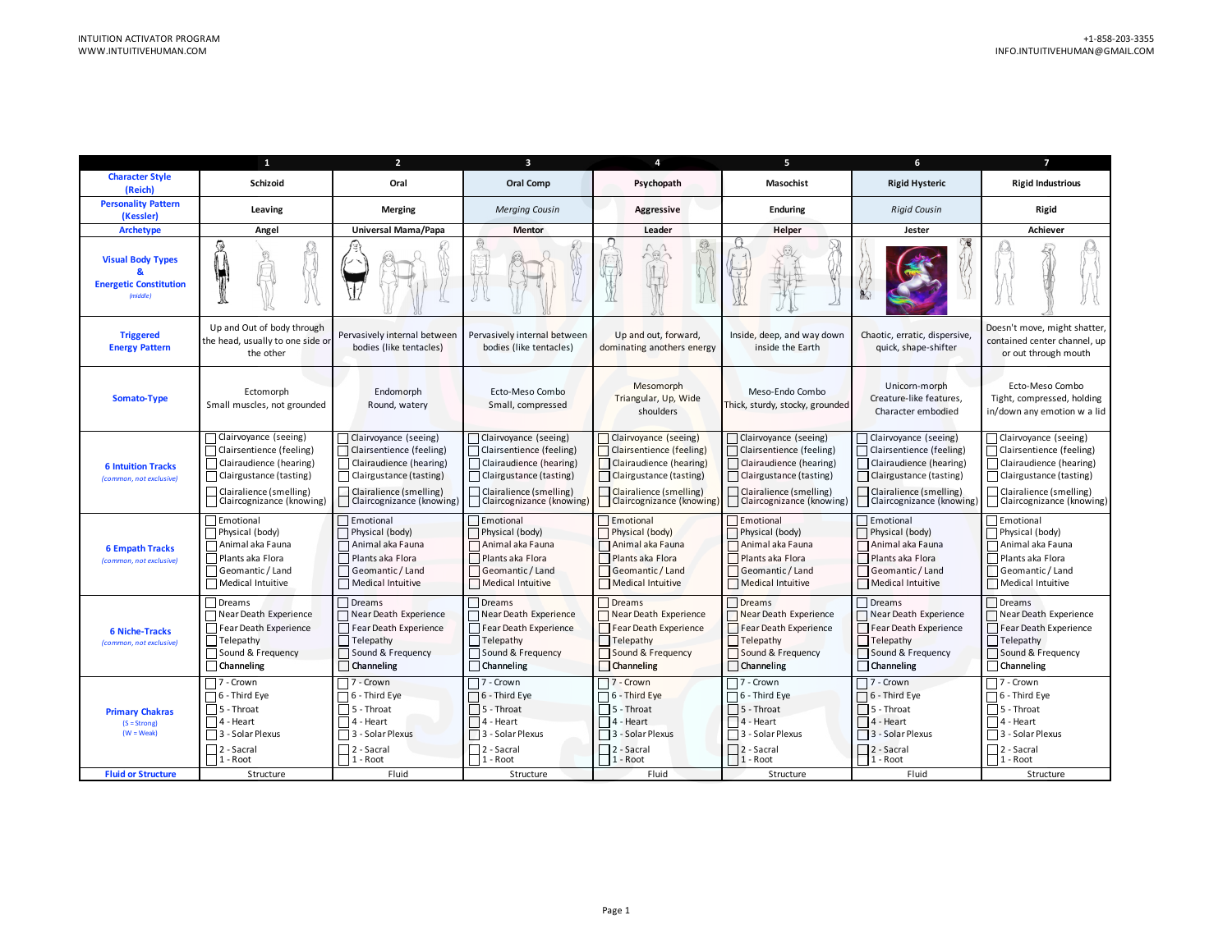INTUITION ACTIVATOR PROGRAM
WWW.INTUITIVEHUMAN.COM

+1-858-203-3355
INFO.INTUITIVEHUMAN@GMAIL.COM

| | 1 | 2 | 3 | 4 | 5 | 6 | 7 |
|---|---|---|---|---|---|---|---|
| **Character Style (Reich)** | Schizoid | Oral | Oral Comp | Psychopath | Masochist | Rigid Hysteric | Rigid Industrious |
| **Personality Pattern (Kessler)** | Leaving | Merging | *Merging Cousin* | Aggressive | Enduring | *Rigid Cousin* | Rigid |
| **Archetype** | Angel | Universal Mama/Papa | Mentor | Leader | Helper | Jester | Achiever |
| **Visual Body Types & Energetic Constitution** *(middle)* | | | | | | | |
| **Triggered Energy Pattern** | Up and Out of body through the head, usually to one side or the other | Pervasively internal between bodies (like tentacles) | Pervasively internal between bodies (like tentacles) | Up and out, forward, dominating anothers energy | Inside, deep, and way down inside the Earth | Chaotic, erratic, dispersive, quick, shape-shifter | Doesn't move, might shatter, contained center channel, up or out through mouth |
| **Somato-Type** | Ectomorph Small muscles, not grounded | Endomorph Round, watery | Ecto-Meso Combo Small, compressed | Mesomorph Triangular, Up, Wide shoulders | Meso-Endo Combo Thick, sturdy, stocky, grounded | Unicorn-morph Creature-like features, Character embodied | Ecto-Meso Combo Tight, compressed, holding in/down any emotion w a lid |
| **6 Intuition Tracks** *(common, not exclusive)* | ☐ Clairvoyance (seeing) ☐ Clairsentience (feeling) ☐ Clairaudience (hearing) ☐ Clairgustance (tasting) ☐ Clairalience (smelling) ☐ Claircognizance (knowing) | ☐ Clairvoyance (seeing) ☐ Clairsentience (feeling) ☐ Clairaudience (hearing) ☐ Clairgustance (tasting) ☐ Clairalience (smelling) ☐ Claircognizance (knowing) | ☐ Clairvoyance (seeing) ☐ Clairsentience (feeling) ☐ Clairaudience (hearing) ☐ Clairgustance (tasting) ☐ Clairalience (smelling) ☐ Claircognizance (knowing) | ☐ Clairvoyance (seeing) ☐ Clairsentience (feeling) ☐ Clairaudience (hearing) ☐ Clairgustance (tasting) ☐ Clairalience (smelling) ☐ Claircognizance (knowing) | ☐ Clairvoyance (seeing) ☐ Clairsentience (feeling) ☐ Clairaudience (hearing) ☐ Clairgustance (tasting) ☐ Clairalience (smelling) ☐ Claircognizance (knowing) | ☐ Clairvoyance (seeing) ☐ Clairsentience (feeling) ☐ Clairaudience (hearing) ☐ Clairgustance (tasting) ☐ Clairalience (smelling) ☐ Claircognizance (knowing) | ☐ Clairvoyance (seeing) ☐ Clairsentience (feeling) ☐ Clairaudience (hearing) ☐ Clairgustance (tasting) ☐ Clairalience (smelling) ☐ Claircognizance (knowing) |
| **6 Empath Tracks** *(common, not exclusive)* | ☐ Emotional ☐ Physical (body) ☐ Animal aka Fauna ☐ Plants aka Flora ☐ Geomantic / Land ☐ Medical Intuitive | ☐ Emotional ☐ Physical (body) ☐ Animal aka Fauna ☐ Plants aka Flora ☐ Geomantic / Land ☐ Medical Intuitive | ☐ Emotional ☐ Physical (body) ☐ Animal aka Fauna ☐ Plants aka Flora ☐ Geomantic / Land ☐ Medical Intuitive | ☐ Emotional ☐ Physical (body) ☐ Animal aka Fauna ☐ Plants aka Flora ☐ Geomantic / Land ☐ Medical Intuitive | ☐ Emotional ☐ Physical (body) ☐ Animal aka Fauna ☐ Plants aka Flora ☐ Geomantic / Land ☐ Medical Intuitive | ☐ Emotional ☐ Physical (body) ☐ Animal aka Fauna ☐ Plants aka Flora ☐ Geomantic / Land ☐ Medical Intuitive | ☐ Emotional ☐ Physical (body) ☐ Animal aka Fauna ☐ Plants aka Flora ☐ Geomantic / Land ☐ Medical Intuitive |
| **6 Niche-Tracks** *(common, not exclusive)* | ☐ Dreams ☐ Near Death Experience ☐ Fear Death Experience ☐ Telepathy ☐ Sound & Frequency ☐ **Channeling** | ☐ Dreams ☐ Near Death Experience ☐ Fear Death Experience ☐ Telepathy ☐ Sound & Frequency ☐ **Channeling** | ☐ Dreams ☐ Near Death Experience ☐ Fear Death Experience ☐ Telepathy ☐ Sound & Frequency ☐ **Channeling** | ☐ Dreams ☐ Near Death Experience ☐ Fear Death Experience ☐ Telepathy ☐ Sound & Frequency ☐ **Channeling** | ☐ Dreams ☐ Near Death Experience ☐ Fear Death Experience ☐ Telepathy ☐ Sound & Frequency ☐ **Channeling** | ☐ Dreams ☐ Near Death Experience ☐ Fear Death Experience ☐ Telepathy ☐ Sound & Frequency ☐ **Channeling** | ☐ Dreams ☐ Near Death Experience ☐ Fear Death Experience ☐ Telepathy ☐ Sound & Frequency ☐ **Channeling** |
| **Primary Chakras** (S = Strong) (W = Weak) | ☐ 7 - Crown ☐ 6 - Third Eye ☐ 5 - Throat ☐ 4 - Heart ☐ 3 - Solar Plexus ☐ 2 - Sacral ☐ 1 - Root | ☐ 7 - Crown ☐ 6 - Third Eye ☐ 5 - Throat ☐ 4 - Heart ☐ 3 - Solar Plexus ☐ 2 - Sacral ☐ 1 - Root | ☐ 7 - Crown ☐ 6 - Third Eye ☐ 5 - Throat ☐ 4 - Heart ☐ 3 - Solar Plexus ☐ 2 - Sacral ☐ 1 - Root | ☐ 7 - Crown ☐ 6 - Third Eye ☐ 5 - Throat ☐ 4 - Heart ☐ 3 - Solar Plexus ☐ 2 - Sacral ☐ 1 - Root | ☐ 7 - Crown ☐ 6 - Third Eye ☐ 5 - Throat ☐ 4 - Heart ☐ 3 - Solar Plexus ☐ 2 - Sacral ☐ 1 - Root | ☐ 7 - Crown ☐ 6 - Third Eye ☐ 5 - Throat ☐ 4 - Heart ☐ 3 - Solar Plexus ☐ 2 - Sacral ☐ 1 - Root | ☐ 7 - Crown ☐ 6 - Third Eye ☐ 5 - Throat ☐ 4 - Heart ☐ 3 - Solar Plexus ☐ 2 - Sacral ☐ 1 - Root |
| **Fluid or Structure** | Structure | Fluid | Structure | Fluid | Structure | Fluid | Structure |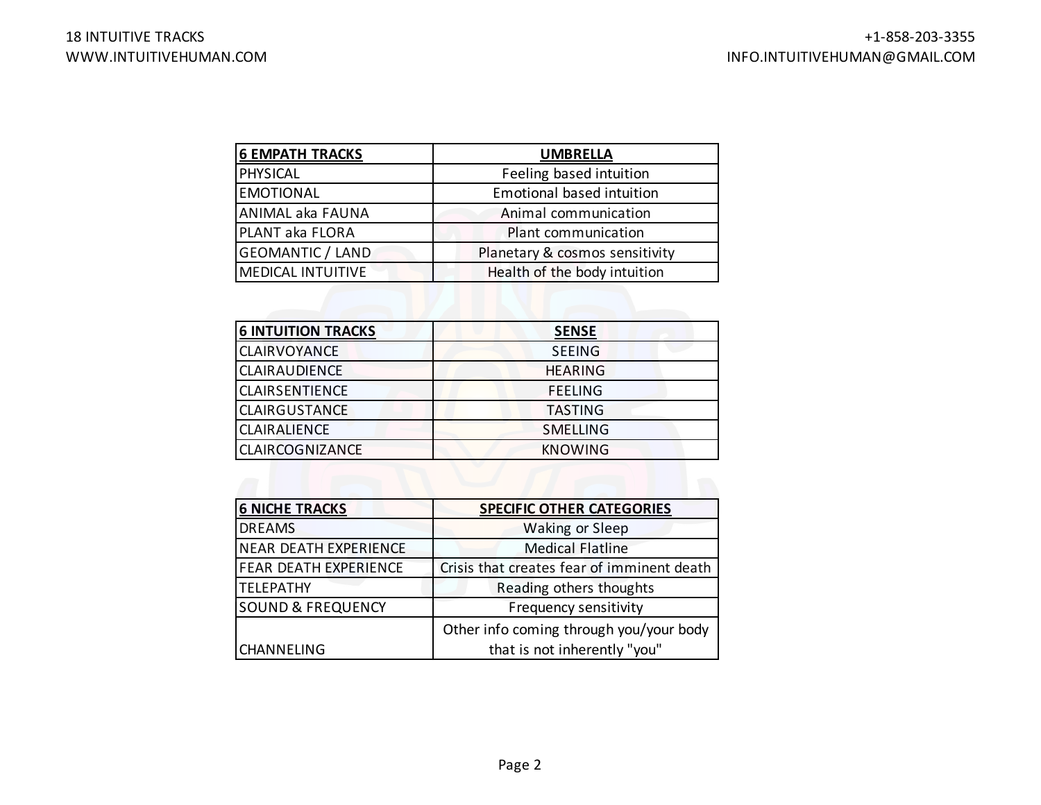| **6 EMPATH TRACKS** | **UMBRELLA** |
|---|---|
| PHYSICAL | Feeling based intuition |
| EMOTIONAL | Emotional based intuition |
| ANIMAL aka FAUNA | Animal communication |
| PLANT aka FLORA | Plant communication |
| GEOMANTIC / LAND | Planetary & cosmos sensitivity |
| MEDICAL INTUITIVE | Health of the body intuition |

| **6 INTUITION TRACKS** | **SENSE** |
|---|---|
| CLAIRVOYANCE | SEEING |
| CLAIRAUDIENCE | HEARING |
| CLAIRSENTIENCE | FEELING |
| CLAIRGUSTANCE | TASTING |
| CLAIRALIENCE | SMELLING |
| CLAIRCOGNIZANCE | KNOWING |

| **6 NICHE TRACKS** | **SPECIFIC OTHER CATEGORIES** |
|---|---|
| DREAMS | Waking or Sleep |
| NEAR DEATH EXPERIENCE | Medical Flatline |
| FEAR DEATH EXPERIENCE | Crisis that creates fear of imminent death |
| TELEPATHY | Reading others thoughts |
| SOUND & FREQUENCY | Frequency sensitivity |
| CHANNELING | Other info coming through you/your body that is not inherently "you" |